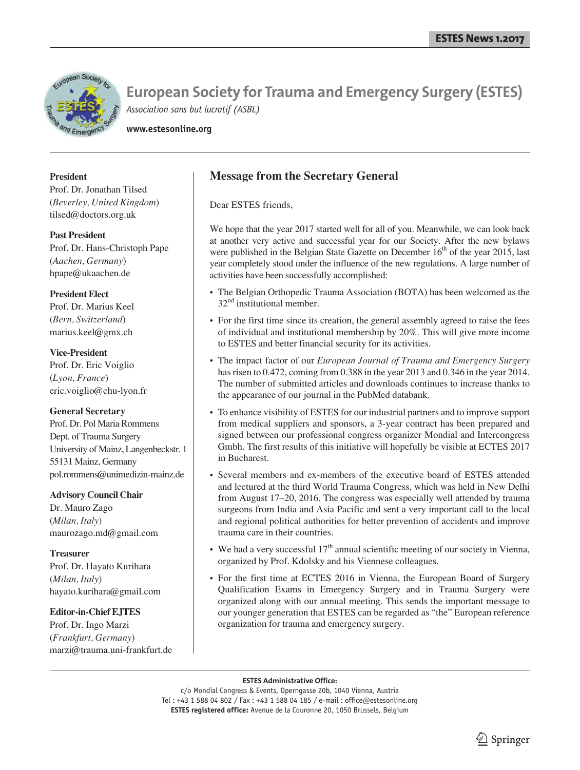# European Society for Trauma and Emergency Surgery (ESTES)

*Association sans but lucratif (ASBL)*

**www.estesonline.org**

**President**
Prof. Dr. Jonathan Tilsed
(*Beverley, United Kingdom*)
tilsed@doctors.org.uk

**Past President**
Prof. Dr. Hans-Christoph Pape
(*Aachen, Germany*)
hpape@ukaachen.de

**President Elect**
Prof. Dr. Marius Keel
(*Bern, Switzerland*)
marius.keel@gmx.ch

**Vice-President**
Prof. Dr. Eric Voiglio
(*Lyon, France*)
eric.voiglio@chu-lyon.fr

**General Secretary**
Prof. Dr. Pol Maria Rommens
Dept. of Trauma Surgery
University of Mainz, Langenbeckstr. 1
55131 Mainz, Germany
pol.rommens@unimedizin-mainz.de

**Advisory Council Chair**
Dr. Mauro Zago
(*Milan, Italy*)
maurozago.md@gmail.com

**Treasurer**
Prof. Dr. Hayato Kurihara
(*Milan, Italy*)
hayato.kurihara@gmail.com

**Editor-in-Chief EJTES**
Prof. Dr. Ingo Marzi
(*Frankfurt, Germany*)
marzi@trauma.uni-frankfurt.de

## Message from the Secretary General

Dear ESTES friends,

We hope that the year 2017 started well for all of you. Meanwhile, we can look back at another very active and successful year for our Society. After the new bylaws were published in the Belgian State Gazette on December 16th of the year 2015, last year completely stood under the influence of the new regulations. A large number of activities have been successfully accomplished:

- The Belgian Orthopedic Trauma Association (BOTA) has been welcomed as the 32nd institutional member.
- For the first time since its creation, the general assembly agreed to raise the fees of individual and institutional membership by 20%. This will give more income to ESTES and better financial security for its activities.
- The impact factor of our *European Journal of Trauma and Emergency Surgery* has risen to 0.472, coming from 0.388 in the year 2013 and 0.346 in the year 2014. The number of submitted articles and downloads continues to increase thanks to the appearance of our journal in the PubMed databank.
- To enhance visibility of ESTES for our industrial partners and to improve support from medical suppliers and sponsors, a 3-year contract has been prepared and signed between our professional congress organizer Mondial and Intercongress Gmbh. The first results of this initiative will hopefully be visible at ECTES 2017 in Bucharest.
- Several members and ex-members of the executive board of ESTES attended and lectured at the third World Trauma Congress, which was held in New Delhi from August 17–20, 2016. The congress was especially well attended by trauma surgeons from India and Asia Pacific and sent a very important call to the local and regional political authorities for better prevention of accidents and improve trauma care in their countries.
- We had a very successful 17th annual scientific meeting of our society in Vienna, organized by Prof. Kdolsky and his Viennese colleagues.
- For the first time at ECTES 2016 in Vienna, the European Board of Surgery Qualification Exams in Emergency Surgery and in Trauma Surgery were organized along with our annual meeting. This sends the important message to our younger generation that ESTES can be regarded as "the" European reference organization for trauma and emergency surgery.

**ESTES Administrative Office:**
c/o Mondial Congress & Events, Operngasse 20b, 1040 Vienna, Austria
Tel : +43 1 588 04 802 / Fax : +43 1 588 04 185 / e-mail : office@estesonline.org
**ESTES registered office:** Avenue de la Couronne 20, 1050 Brussels, Belgium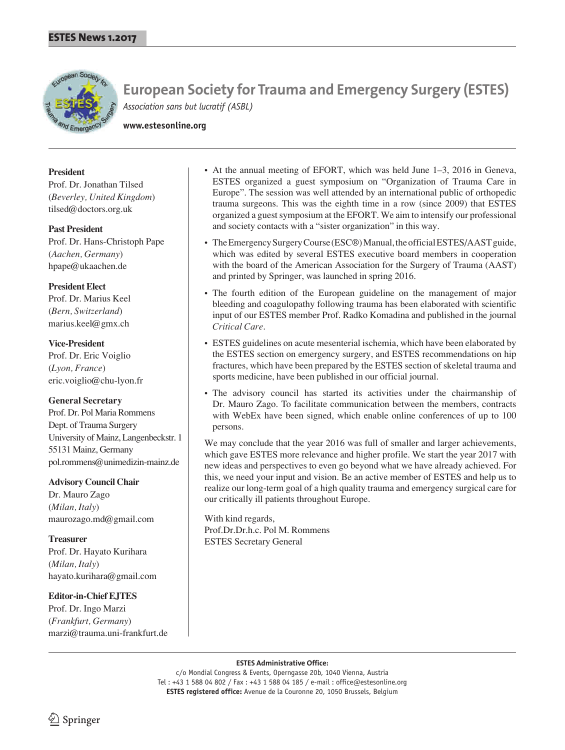# European Society for Trauma and Emergency Surgery (ESTES)

*Association sans but lucratif (ASBL)*

**www.estesonline.org**

**President**
Prof. Dr. Jonathan Tilsed
(*Beverley, United Kingdom*)
tilsed@doctors.org.uk

**Past President**
Prof. Dr. Hans-Christoph Pape
(*Aachen, Germany*)
hpape@ukaachen.de

**President Elect**
Prof. Dr. Marius Keel
(*Bern, Switzerland*)
marius.keel@gmx.ch

**Vice-President**
Prof. Dr. Eric Voiglio
(*Lyon, France*)
eric.voiglio@chu-lyon.fr

**General Secretary**
Prof. Dr. Pol Maria Rommens
Dept. of Trauma Surgery
University of Mainz, Langenbeckstr. 1
55131 Mainz, Germany
pol.rommens@unimedizin-mainz.de

**Advisory Council Chair**
Dr. Mauro Zago
(*Milan, Italy*)
maurozago.md@gmail.com

**Treasurer**
Prof. Dr. Hayato Kurihara
(*Milan, Italy*)
hayato.kurihara@gmail.com

**Editor-in-Chief EJTES**
Prof. Dr. Ingo Marzi
(*Frankfurt, Germany*)
marzi@trauma.uni-frankfurt.de

- At the annual meeting of EFORT, which was held June 1–3, 2016 in Geneva, ESTES organized a guest symposium on "Organization of Trauma Care in Europe". The session was well attended by an international public of orthopedic trauma surgeons. This was the eighth time in a row (since 2009) that ESTES organized a guest symposium at the EFORT. We aim to intensify our professional and society contacts with a "sister organization" in this way.
- The Emergency Surgery Course (ESC®) Manual, the official ESTES/AAST guide, which was edited by several ESTES executive board members in cooperation with the board of the American Association for the Surgery of Trauma (AAST) and printed by Springer, was launched in spring 2016.
- The fourth edition of the European guideline on the management of major bleeding and coagulopathy following trauma has been elaborated with scientific input of our ESTES member Prof. Radko Komadina and published in the journal *Critical Care*.
- ESTES guidelines on acute mesenterial ischemia, which have been elaborated by the ESTES section on emergency surgery, and ESTES recommendations on hip fractures, which have been prepared by the ESTES section of skeletal trauma and sports medicine, have been published in our official journal.
- The advisory council has started its activities under the chairmanship of Dr. Mauro Zago. To facilitate communication between the members, contracts with WebEx have been signed, which enable online conferences of up to 100 persons.

We may conclude that the year 2016 was full of smaller and larger achievements, which gave ESTES more relevance and higher profile. We start the year 2017 with new ideas and perspectives to even go beyond what we have already achieved. For this, we need your input and vision. Be an active member of ESTES and help us to realize our long-term goal of a high quality trauma and emergency surgical care for our critically ill patients throughout Europe.

With kind regards,
Prof.Dr.Dr.h.c. Pol M. Rommens
ESTES Secretary General

**ESTES Administrative Office:**
c/o Mondial Congress & Events, Operngasse 20b, 1040 Vienna, Austria
Tel : +43 1 588 04 802 / Fax : +43 1 588 04 185 / e-mail : office@estesonline.org
**ESTES registered office:** Avenue de la Couronne 20, 1050 Brussels, Belgium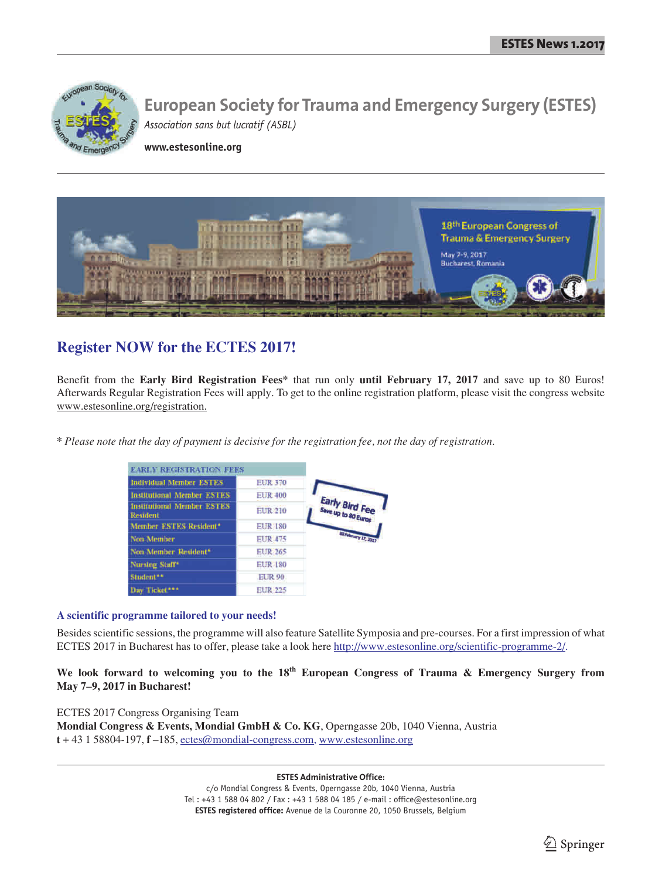# European Society for Trauma and Emergency Surgery (ESTES)

*Association sans but lucratif (ASBL)*

**www.estesonline.org**

## Register NOW for the ECTES 2017!

Benefit from the **Early Bird Registration Fees*** that run only **until February 17, 2017** and save up to 80 Euros! Afterwards Regular Registration Fees will apply. To get to the online registration platform, please visit the congress website www.estesonline.org/registration.

* *Please note that the day of payment is decisive for the registration fee, not the day of registration.*

| EARLY REGISTRATION FEES | |
|---|---|
| Individual Member ESTES | EUR 370 |
| Institutional Member ESTES | EUR 400 |
| Institutional Member ESTES Resident | EUR 210 |
| Member ESTES Resident* | EUR 180 |
| Non-Member | EUR 475 |
| Non-Member Resident* | EUR 265 |
| Nursing Staff* | EUR 180 |
| Student** | EUR 90 |
| Day Ticket*** | EUR 225 |

### A scientific programme tailored to your needs!

Besides scientific sessions, the programme will also feature Satellite Symposia and pre-courses. For a first impression of what ECTES 2017 in Bucharest has to offer, please take a look here http://www.estesonline.org/scientific-programme-2/.

**We look forward to welcoming you to the 18th European Congress of Trauma & Emergency Surgery from May 7–9, 2017 in Bucharest!**

ECTES 2017 Congress Organising Team
**Mondial Congress & Events, Mondial GmbH & Co. KG**, Operngasse 20b, 1040 Vienna, Austria
**t** + 43 1 58804-197, **f** –185, ectes@mondial-congress.com, www.estesonline.org

**ESTES Administrative Office:**
c/o Mondial Congress & Events, Operngasse 20b, 1040 Vienna, Austria
Tel : +43 1 588 04 802 / Fax : +43 1 588 04 185 / e-mail : office@estesonline.org
**ESTES registered office:** Avenue de la Couronne 20, 1050 Brussels, Belgium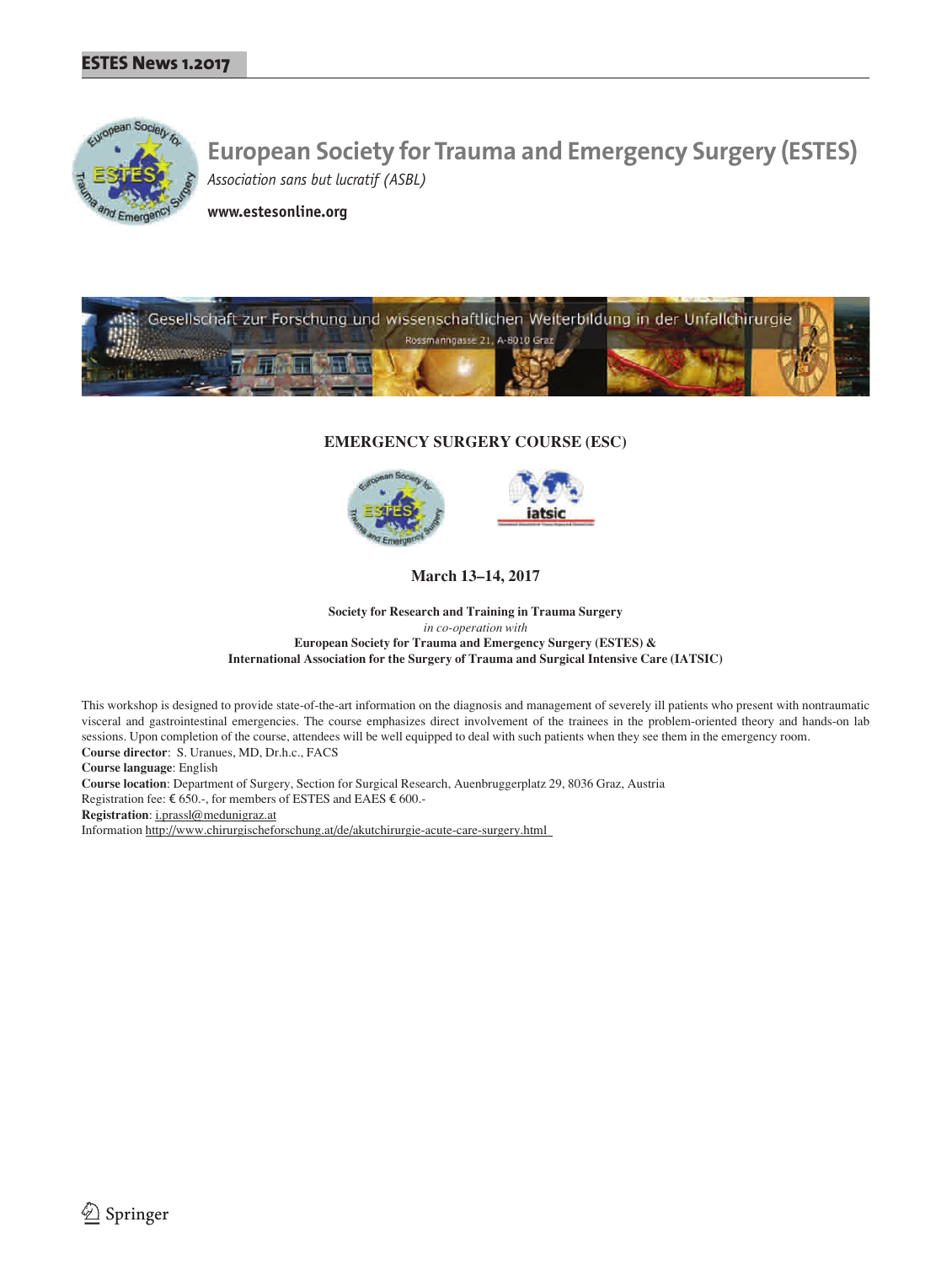# European Society for Trauma and Emergency Surgery (ESTES)

*Association sans but lucratif (ASBL)*

**www.estesonline.org**

Gesellschaft zur Forschung und wissenschaftlichen Weiterbildung in der Unfallchirurgie

Rossmanngasse 21, A-8010 Graz

## EMERGENCY SURGERY COURSE (ESC)

**March 13–14, 2017**

**Society for Research and Training in Trauma Surgery**
*in co-operation with*
**European Society for Trauma and Emergency Surgery (ESTES) &**
**International Association for the Surgery of Trauma and Surgical Intensive Care (IATSIC)**

This workshop is designed to provide state-of-the-art information on the diagnosis and management of severely ill patients who present with nontraumatic visceral and gastrointestinal emergencies. The course emphasizes direct involvement of the trainees in the problem-oriented theory and hands-on lab sessions. Upon completion of the course, attendees will be well equipped to deal with such patients when they see them in the emergency room.

**Course director**: S. Uranues, MD, Dr.h.c., FACS

**Course language**: English

**Course location**: Department of Surgery, Section for Surgical Research, Auenbruggerplatz 29, 8036 Graz, Austria

Registration fee: € 650.-, for members of ESTES and EAES € 600.-

**Registration**: i.prassl@medunigraz.at

Information http://www.chirurgischeforschung.at/de/akutchirurgie-acute-care-surgery.html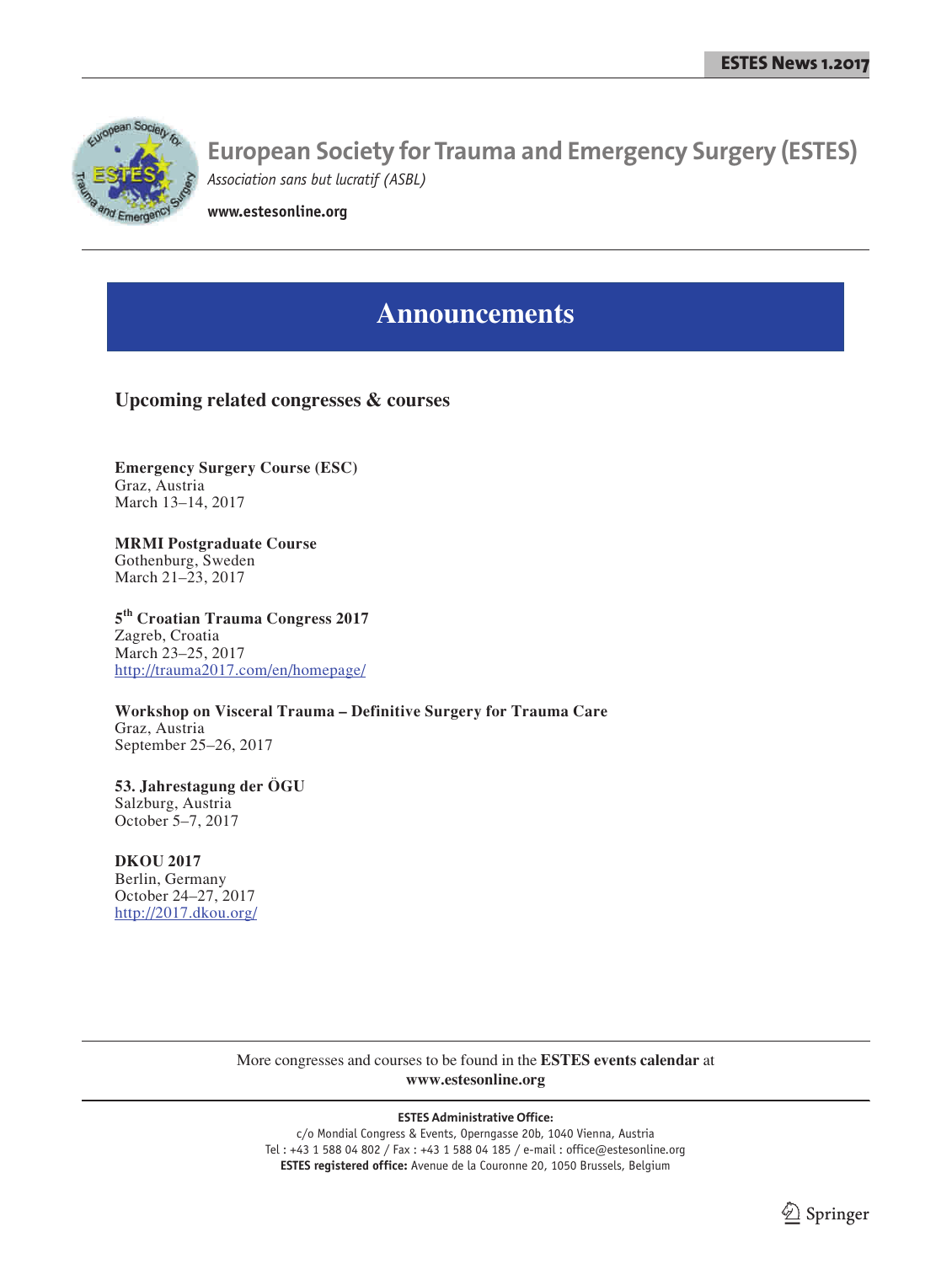European Society for Trauma and Emergency Surgery (ESTES)

*Association sans but lucratif (ASBL)*

**www.estesonline.org**

# Announcements

## Upcoming related congresses & courses

**Emergency Surgery Course (ESC)**
Graz, Austria
March 13–14, 2017

**MRMI Postgraduate Course**
Gothenburg, Sweden
March 21–23, 2017

**5th Croatian Trauma Congress 2017**
Zagreb, Croatia
March 23–25, 2017
http://trauma2017.com/en/homepage/

**Workshop on Visceral Trauma – Definitive Surgery for Trauma Care**
Graz, Austria
September 25–26, 2017

**53. Jahrestagung der ÖGU**
Salzburg, Austria
October 5–7, 2017

**DKOU 2017**
Berlin, Germany
October 24–27, 2017
http://2017.dkou.org/

More congresses and courses to be found in the **ESTES events calendar** at **www.estesonline.org**

**ESTES Administrative Office:**
c/o Mondial Congress & Events, Operngasse 20b, 1040 Vienna, Austria
Tel : +43 1 588 04 802 / Fax : +43 1 588 04 185 / e-mail : office@estesonline.org
**ESTES registered office:** Avenue de la Couronne 20, 1050 Brussels, Belgium